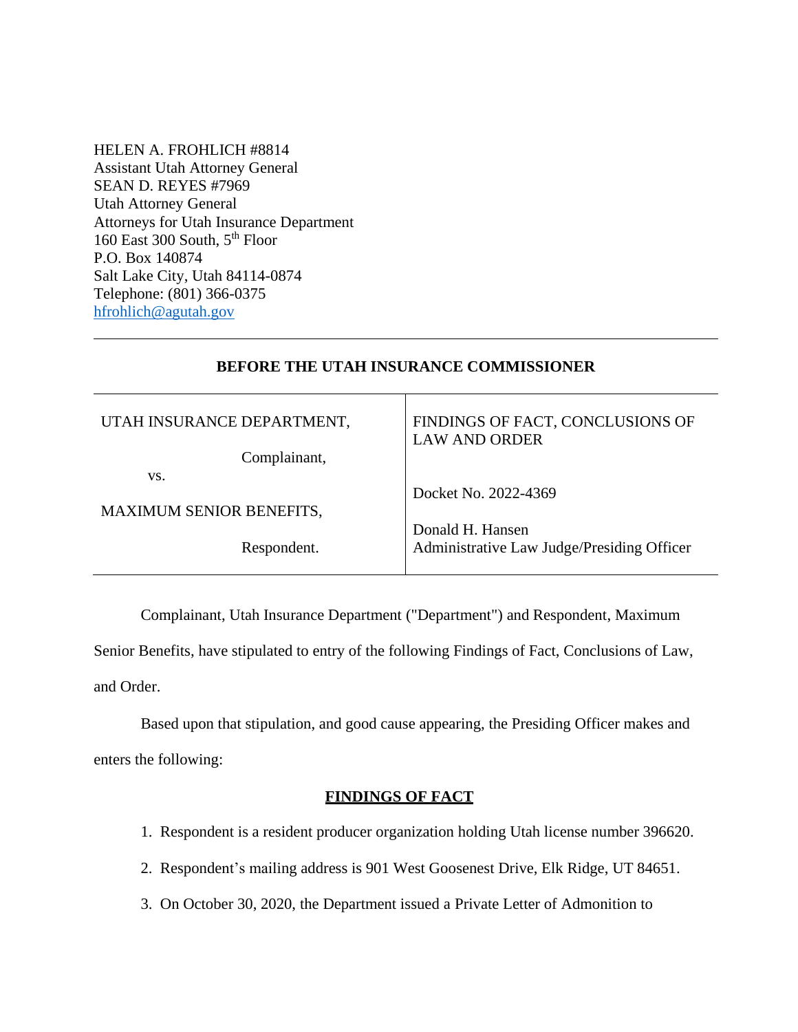HELEN A. FROHLICH #8814
Assistant Utah Attorney General
SEAN D. REYES #7969
Utah Attorney General
Attorneys for Utah Insurance Department
160 East 300 South, 5th Floor
P.O. Box 140874
Salt Lake City, Utah 84114-0874
Telephone: (801) 366-0375
hfrohlich@agutah.gov

---

**BEFORE THE UTAH INSURANCE COMMISSIONER**

| | |
|---|---|
| UTAH INSURANCE DEPARTMENT,<br><br>Complainant,<br><br>vs.<br><br>MAXIMUM SENIOR BENEFITS,<br><br>Respondent. | FINDINGS OF FACT, CONCLUSIONS OF LAW AND ORDER<br><br>Docket No. 2022-4369<br><br>Donald H. Hansen<br>Administrative Law Judge/Presiding Officer |

Complainant, Utah Insurance Department ("Department") and Respondent, Maximum Senior Benefits, have stipulated to entry of the following Findings of Fact, Conclusions of Law, and Order.

Based upon that stipulation, and good cause appearing, the Presiding Officer makes and enters the following:

## FINDINGS OF FACT

1. Respondent is a resident producer organization holding Utah license number 396620.
2. Respondent's mailing address is 901 West Goosenest Drive, Elk Ridge, UT 84651.
3. On October 30, 2020, the Department issued a Private Letter of Admonition to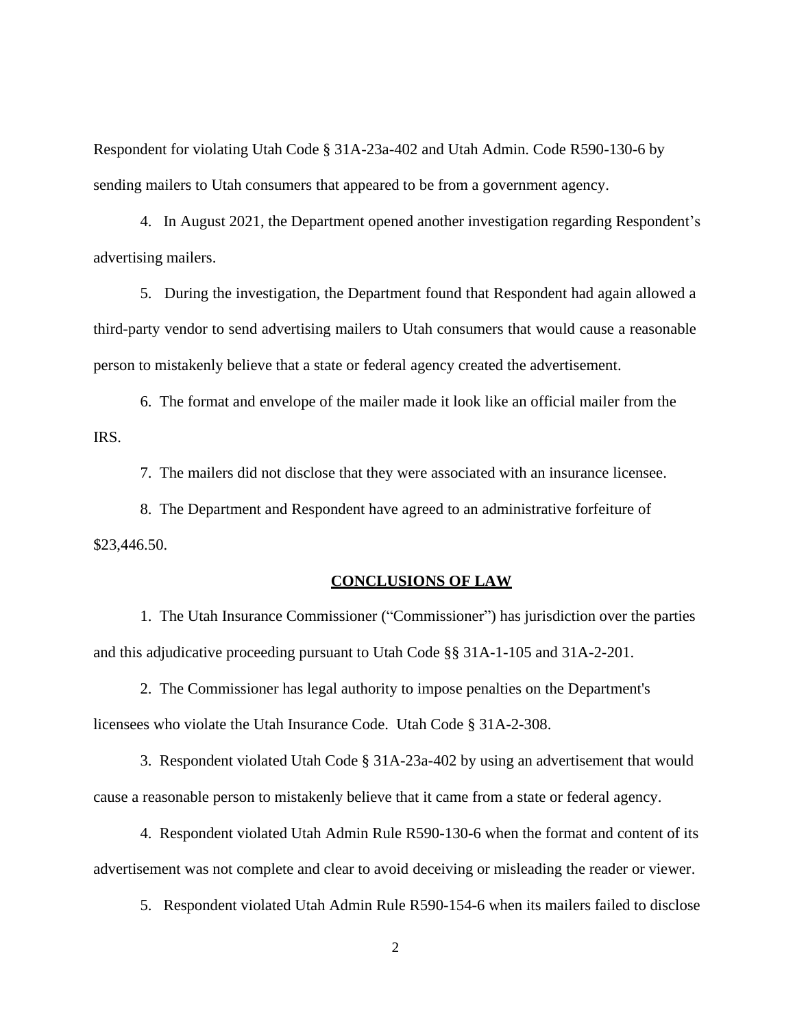Respondent for violating Utah Code § 31A-23a-402 and Utah Admin. Code R590-130-6 by sending mailers to Utah consumers that appeared to be from a government agency.

4. In August 2021, the Department opened another investigation regarding Respondent's advertising mailers.

5. During the investigation, the Department found that Respondent had again allowed a third-party vendor to send advertising mailers to Utah consumers that would cause a reasonable person to mistakenly believe that a state or federal agency created the advertisement.

6. The format and envelope of the mailer made it look like an official mailer from the IRS.

7. The mailers did not disclose that they were associated with an insurance licensee.

8. The Department and Respondent have agreed to an administrative forfeiture of $23,446.50.

## CONCLUSIONS OF LAW

1. The Utah Insurance Commissioner ("Commissioner") has jurisdiction over the parties and this adjudicative proceeding pursuant to Utah Code §§ 31A-1-105 and 31A-2-201.

2. The Commissioner has legal authority to impose penalties on the Department's licensees who violate the Utah Insurance Code. Utah Code § 31A-2-308.

3. Respondent violated Utah Code § 31A-23a-402 by using an advertisement that would cause a reasonable person to mistakenly believe that it came from a state or federal agency.

4. Respondent violated Utah Admin Rule R590-130-6 when the format and content of its advertisement was not complete and clear to avoid deceiving or misleading the reader or viewer.

5. Respondent violated Utah Admin Rule R590-154-6 when its mailers failed to disclose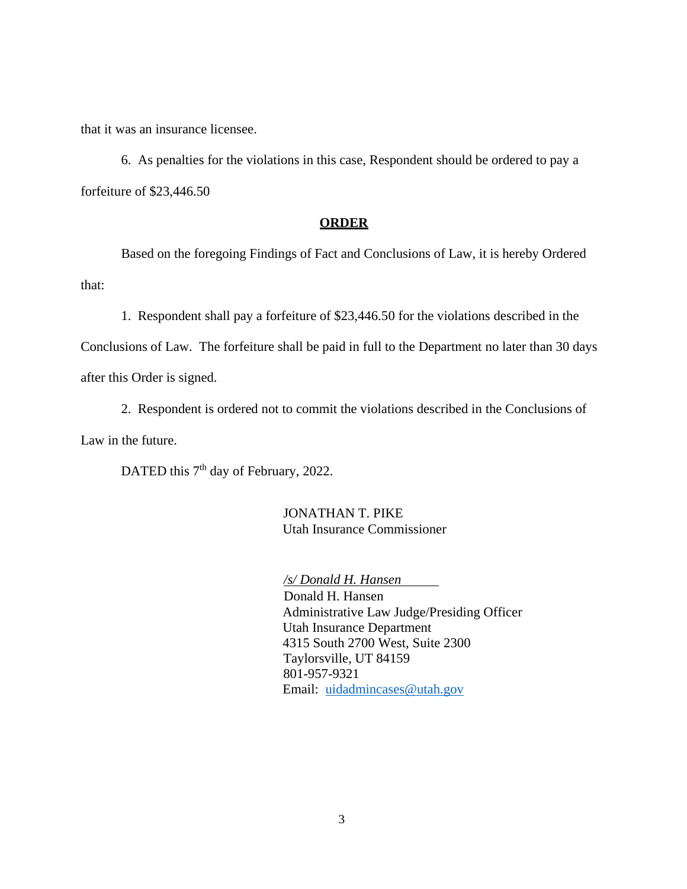that it was an insurance licensee.

6. As penalties for the violations in this case, Respondent should be ordered to pay a forfeiture of $23,446.50

## **ORDER**

Based on the foregoing Findings of Fact and Conclusions of Law, it is hereby Ordered that:

1. Respondent shall pay a forfeiture of $23,446.50 for the violations described in the Conclusions of Law. The forfeiture shall be paid in full to the Department no later than 30 days after this Order is signed.

2. Respondent is ordered not to commit the violations described in the Conclusions of Law in the future.

DATED this 7th day of February, 2022.

JONATHAN T. PIKE
Utah Insurance Commissioner

*/s/ Donald H. Hansen*
Donald H. Hansen
Administrative Law Judge/Presiding Officer
Utah Insurance Department
4315 South 2700 West, Suite 2300
Taylorsville, UT 84159
801-957-9321
Email: uidadmincases@utah.gov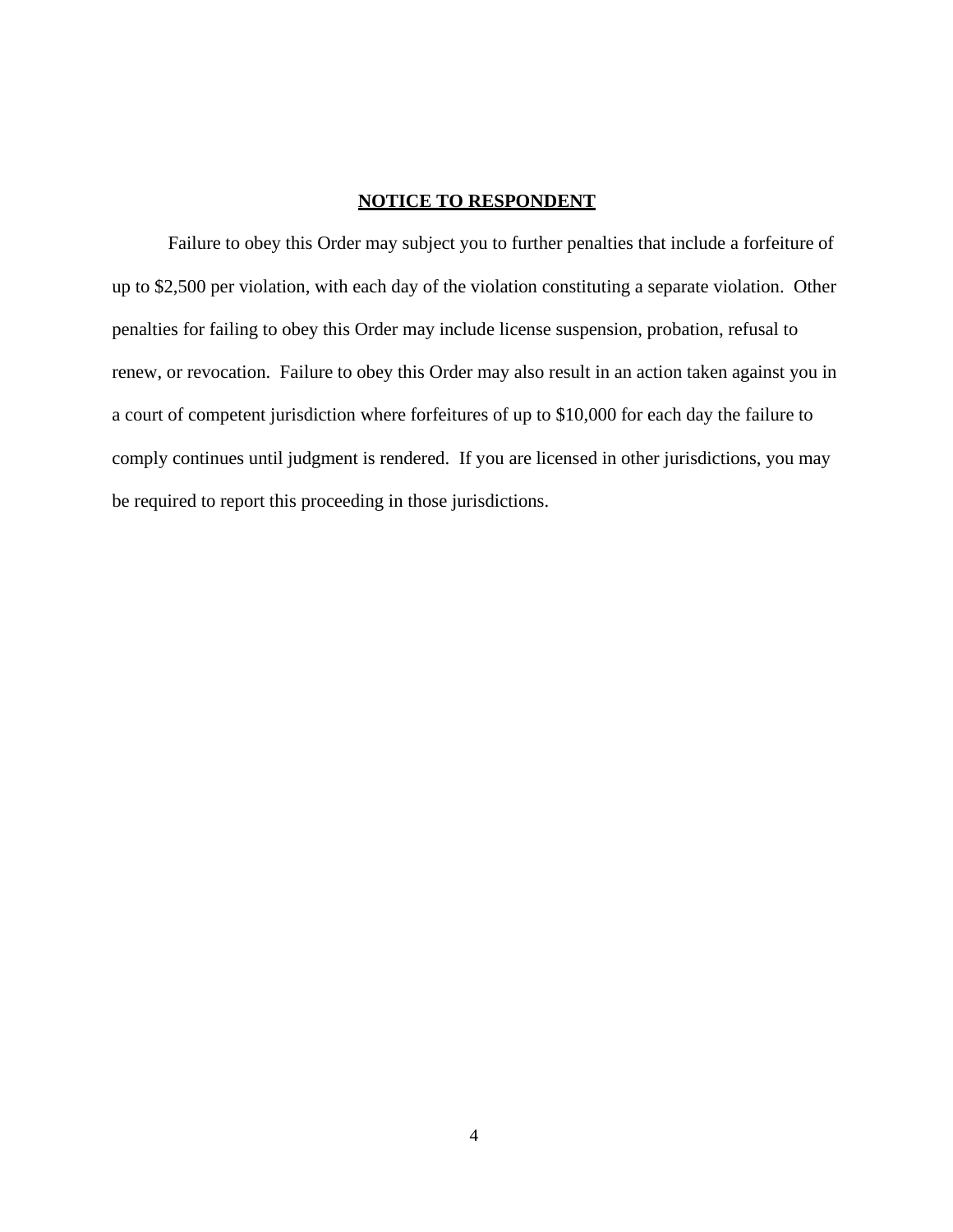**NOTICE TO RESPONDENT**

Failure to obey this Order may subject you to further penalties that include a forfeiture of up to $2,500 per violation, with each day of the violation constituting a separate violation. Other penalties for failing to obey this Order may include license suspension, probation, refusal to renew, or revocation. Failure to obey this Order may also result in an action taken against you in a court of competent jurisdiction where forfeitures of up to $10,000 for each day the failure to comply continues until judgment is rendered. If you are licensed in other jurisdictions, you may be required to report this proceeding in those jurisdictions.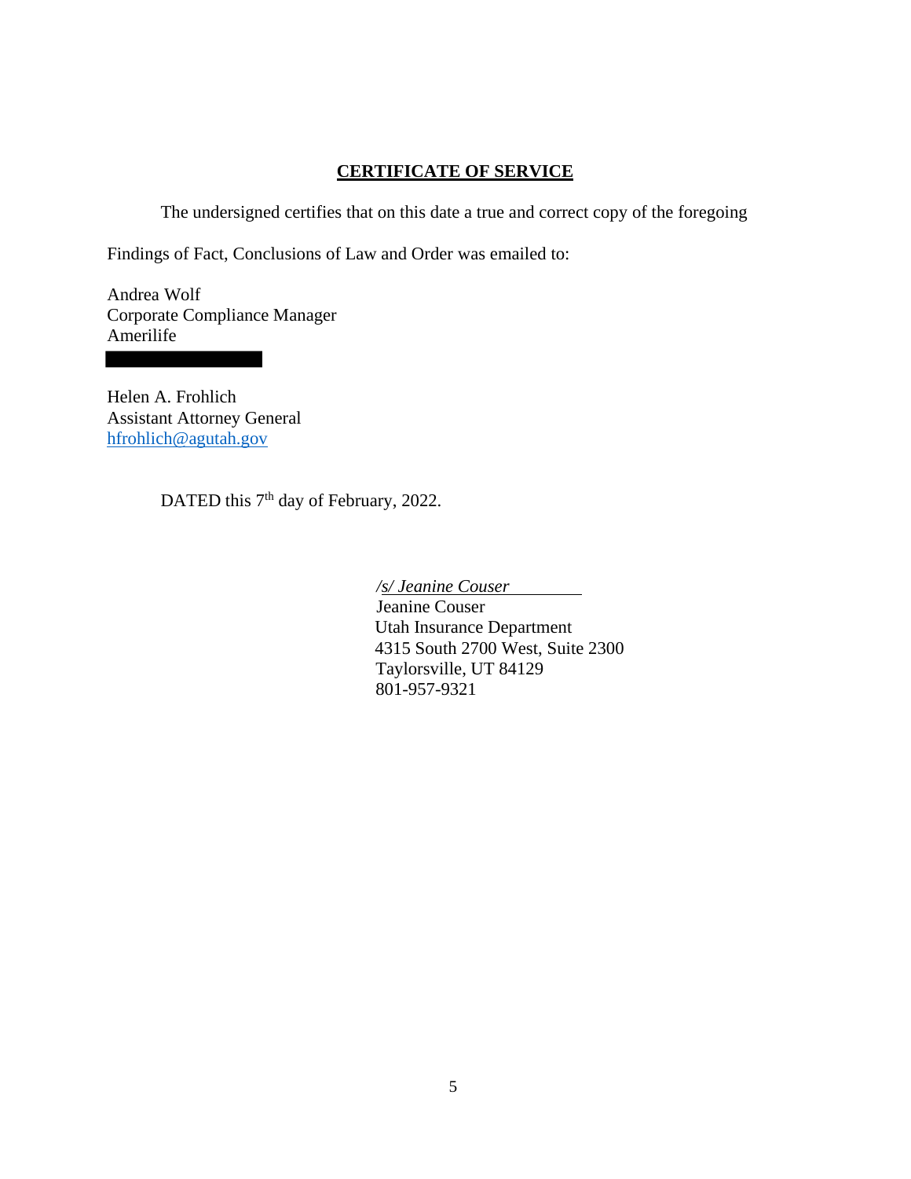## CERTIFICATE OF SERVICE

The undersigned certifies that on this date a true and correct copy of the foregoing Findings of Fact, Conclusions of Law and Order was emailed to:

Andrea Wolf
Corporate Compliance Manager
Amerilife

Helen A. Frohlich
Assistant Attorney General
hfrohlich@agutah.gov

DATED this 7th day of February, 2022.

*/s/ Jeanine Couser*
Jeanine Couser
Utah Insurance Department
4315 South 2700 West, Suite 2300
Taylorsville, UT 84129
801-957-9321